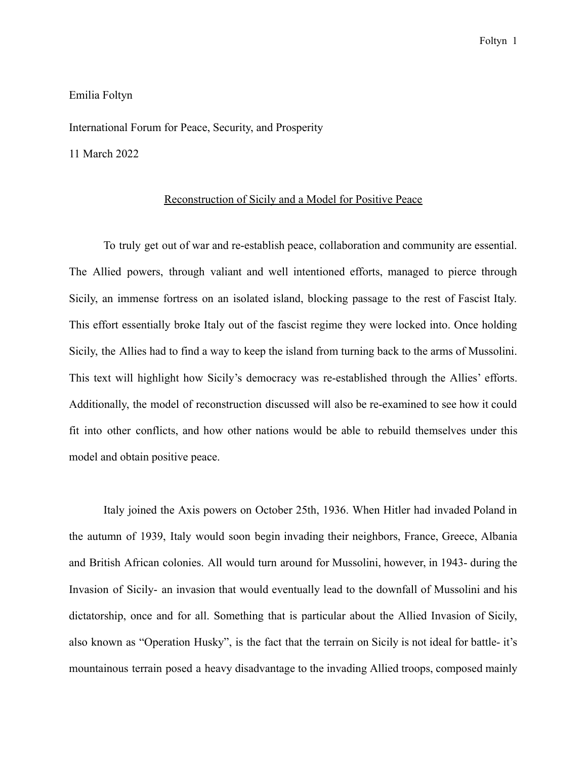Emilia Foltyn

International Forum for Peace, Security, and Prosperity

11 March 2022

<u>Reconstruction of Sicily and a Model for Positive Peace</u>

To truly get out of war and re-establish peace, collaboration and community are essential. The Allied powers, through valiant and well intentioned efforts, managed to pierce through Sicily, an immense fortress on an isolated island, blocking passage to the rest of Fascist Italy. This effort essentially broke Italy out of the fascist regime they were locked into. Once holding Sicily, the Allies had to find a way to keep the island from turning back to the arms of Mussolini. This text will highlight how Sicily's democracy was re-established through the Allies' efforts. Additionally, the model of reconstruction discussed will also be re-examined to see how it could fit into other conflicts, and how other nations would be able to rebuild themselves under this model and obtain positive peace.

Italy joined the Axis powers on October 25th, 1936. When Hitler had invaded Poland in the autumn of 1939, Italy would soon begin invading their neighbors, France, Greece, Albania and British African colonies. All would turn around for Mussolini, however, in 1943- during the Invasion of Sicily- an invasion that would eventually lead to the downfall of Mussolini and his dictatorship, once and for all. Something that is particular about the Allied Invasion of Sicily, also known as "Operation Husky", is the fact that the terrain on Sicily is not ideal for battle- it's mountainous terrain posed a heavy disadvantage to the invading Allied troops, composed mainly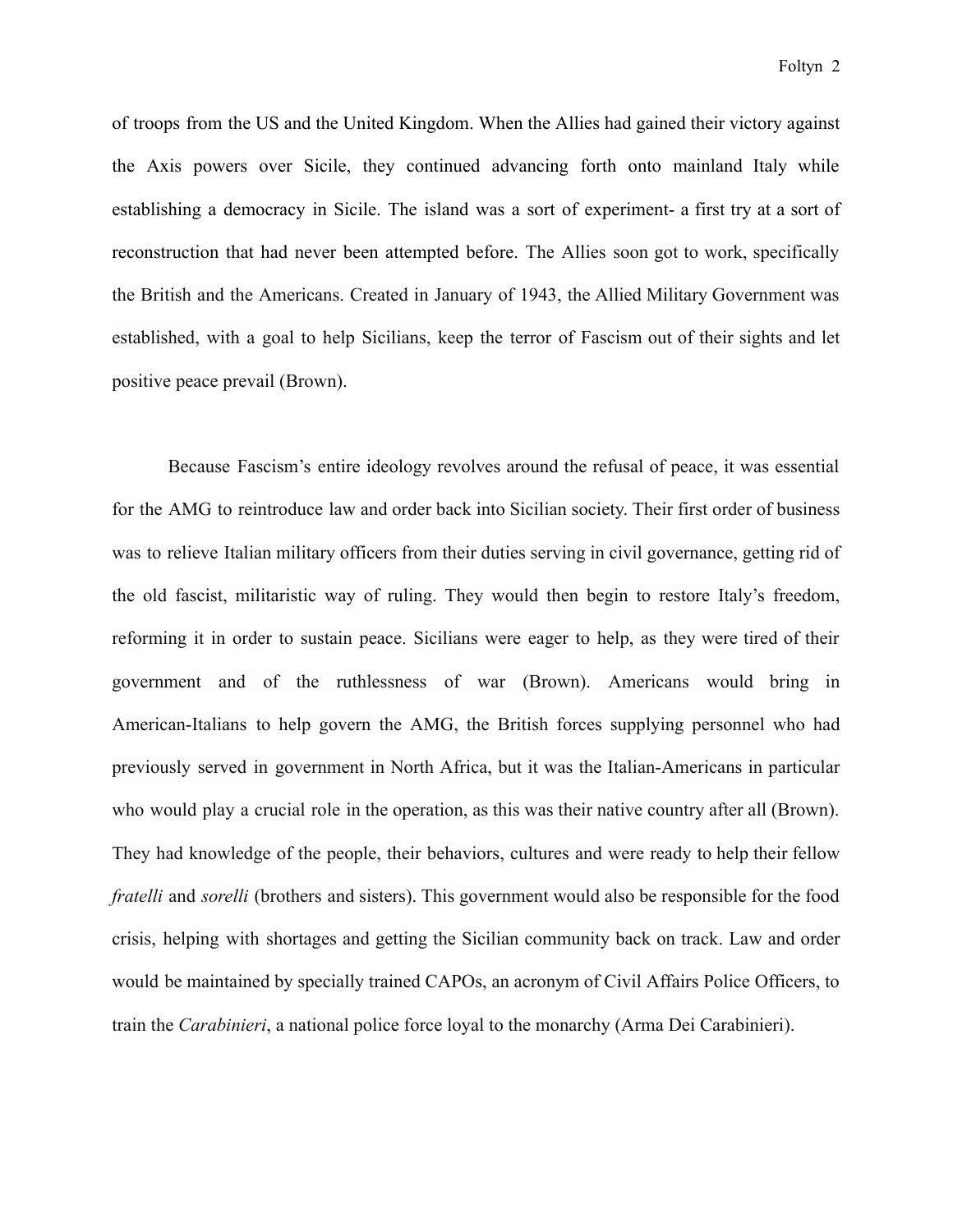of troops from the US and the United Kingdom. When the Allies had gained their victory against the Axis powers over Sicile, they continued advancing forth onto mainland Italy while establishing a democracy in Sicile. The island was a sort of experiment- a first try at a sort of reconstruction that had never been attempted before. The Allies soon got to work, specifically the British and the Americans. Created in January of 1943, the Allied Military Government was established, with a goal to help Sicilians, keep the terror of Fascism out of their sights and let positive peace prevail (Brown).

Because Fascism's entire ideology revolves around the refusal of peace, it was essential for the AMG to reintroduce law and order back into Sicilian society. Their first order of business was to relieve Italian military officers from their duties serving in civil governance, getting rid of the old fascist, militaristic way of ruling. They would then begin to restore Italy's freedom, reforming it in order to sustain peace. Sicilians were eager to help, as they were tired of their government and of the ruthlessness of war (Brown). Americans would bring in American-Italians to help govern the AMG, the British forces supplying personnel who had previously served in government in North Africa, but it was the Italian-Americans in particular who would play a crucial role in the operation, as this was their native country after all (Brown). They had knowledge of the people, their behaviors, cultures and were ready to help their fellow *fratelli* and *sorelli* (brothers and sisters). This government would also be responsible for the food crisis, helping with shortages and getting the Sicilian community back on track. Law and order would be maintained by specially trained CAPOs, an acronym of Civil Affairs Police Officers, to train the *Carabinieri*, a national police force loyal to the monarchy (Arma Dei Carabinieri).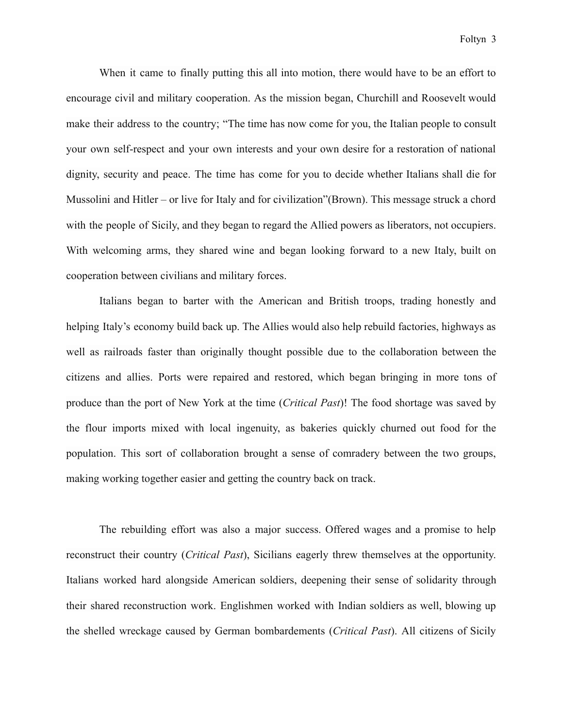When it came to finally putting this all into motion, there would have to be an effort to encourage civil and military cooperation. As the mission began, Churchill and Roosevelt would make their address to the country; "The time has now come for you, the Italian people to consult your own self-respect and your own interests and your own desire for a restoration of national dignity, security and peace. The time has come for you to decide whether Italians shall die for Mussolini and Hitler – or live for Italy and for civilization"(Brown). This message struck a chord with the people of Sicily, and they began to regard the Allied powers as liberators, not occupiers. With welcoming arms, they shared wine and began looking forward to a new Italy, built on cooperation between civilians and military forces.

Italians began to barter with the American and British troops, trading honestly and helping Italy's economy build back up. The Allies would also help rebuild factories, highways as well as railroads faster than originally thought possible due to the collaboration between the citizens and allies. Ports were repaired and restored, which began bringing in more tons of produce than the port of New York at the time (*Critical Past*)! The food shortage was saved by the flour imports mixed with local ingenuity, as bakeries quickly churned out food for the population. This sort of collaboration brought a sense of comradery between the two groups, making working together easier and getting the country back on track.

The rebuilding effort was also a major success. Offered wages and a promise to help reconstruct their country (*Critical Past*), Sicilians eagerly threw themselves at the opportunity. Italians worked hard alongside American soldiers, deepening their sense of solidarity through their shared reconstruction work. Englishmen worked with Indian soldiers as well, blowing up the shelled wreckage caused by German bombardements (*Critical Past*). All citizens of Sicily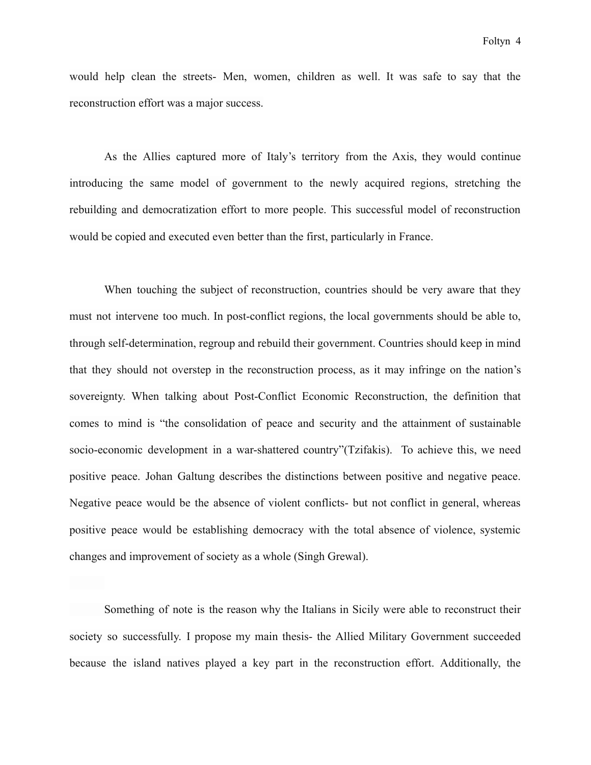would help clean the streets- Men, women, children as well. It was safe to say that the reconstruction effort was a major success.

As the Allies captured more of Italy's territory from the Axis, they would continue introducing the same model of government to the newly acquired regions, stretching the rebuilding and democratization effort to more people. This successful model of reconstruction would be copied and executed even better than the first, particularly in France.

When touching the subject of reconstruction, countries should be very aware that they must not intervene too much. In post-conflict regions, the local governments should be able to, through self-determination, regroup and rebuild their government. Countries should keep in mind that they should not overstep in the reconstruction process, as it may infringe on the nation's sovereignty. When talking about Post-Conflict Economic Reconstruction, the definition that comes to mind is "the consolidation of peace and security and the attainment of sustainable socio-economic development in a war-shattered country"(Tzifakis). To achieve this, we need positive peace. Johan Galtung describes the distinctions between positive and negative peace. Negative peace would be the absence of violent conflicts- but not conflict in general, whereas positive peace would be establishing democracy with the total absence of violence, systemic changes and improvement of society as a whole (Singh Grewal).

Something of note is the reason why the Italians in Sicily were able to reconstruct their society so successfully. I propose my main thesis- the Allied Military Government succeeded because the island natives played a key part in the reconstruction effort. Additionally, the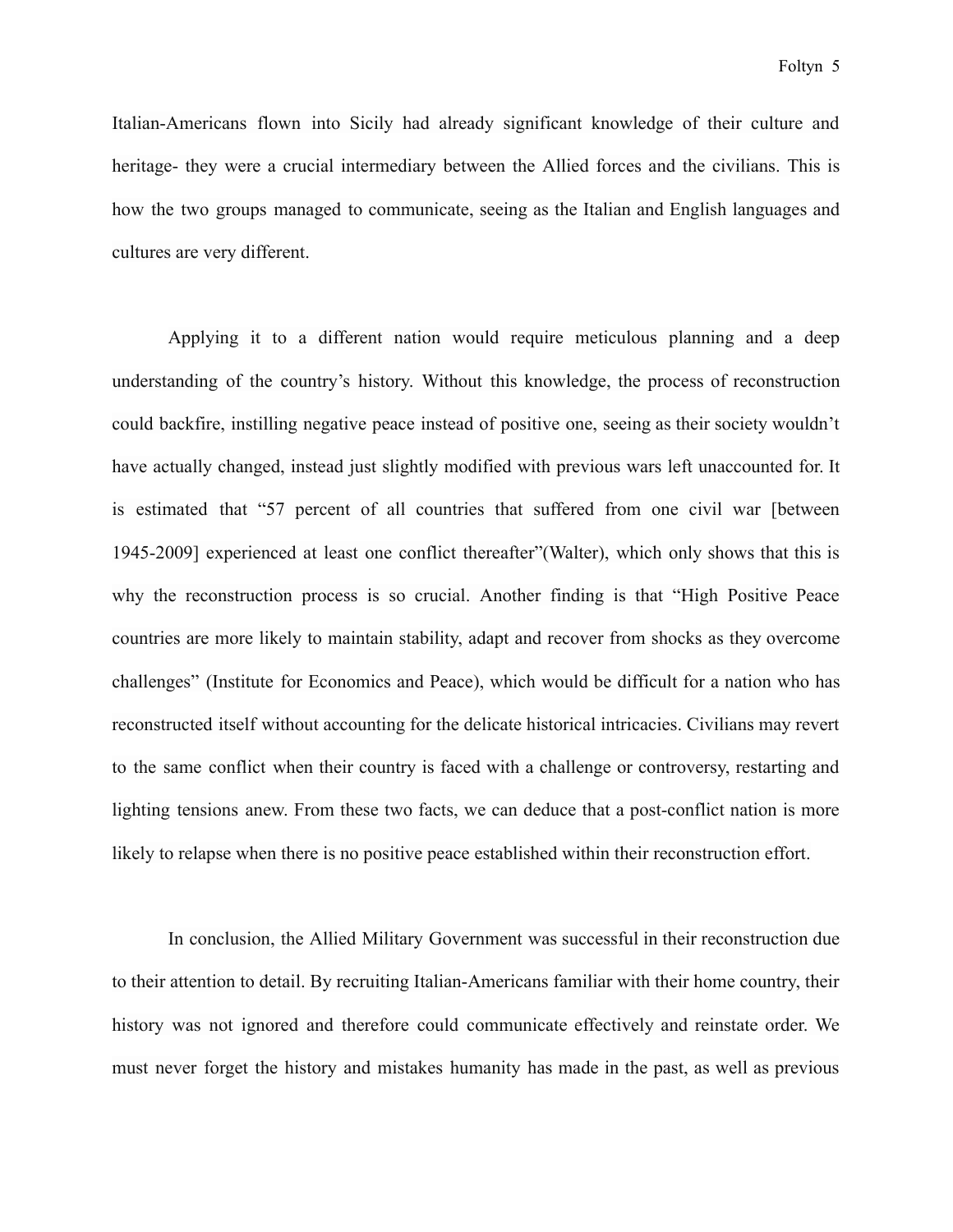Italian-Americans flown into Sicily had already significant knowledge of their culture and heritage- they were a crucial intermediary between the Allied forces and the civilians. This is how the two groups managed to communicate, seeing as the Italian and English languages and cultures are very different.

Applying it to a different nation would require meticulous planning and a deep understanding of the country's history. Without this knowledge, the process of reconstruction could backfire, instilling negative peace instead of positive one, seeing as their society wouldn't have actually changed, instead just slightly modified with previous wars left unaccounted for. It is estimated that "57 percent of all countries that suffered from one civil war [between 1945-2009] experienced at least one conflict thereafter"(Walter), which only shows that this is why the reconstruction process is so crucial. Another finding is that "High Positive Peace countries are more likely to maintain stability, adapt and recover from shocks as they overcome challenges" (Institute for Economics and Peace), which would be difficult for a nation who has reconstructed itself without accounting for the delicate historical intricacies. Civilians may revert to the same conflict when their country is faced with a challenge or controversy, restarting and lighting tensions anew. From these two facts, we can deduce that a post-conflict nation is more likely to relapse when there is no positive peace established within their reconstruction effort.

In conclusion, the Allied Military Government was successful in their reconstruction due to their attention to detail. By recruiting Italian-Americans familiar with their home country, their history was not ignored and therefore could communicate effectively and reinstate order. We must never forget the history and mistakes humanity has made in the past, as well as previous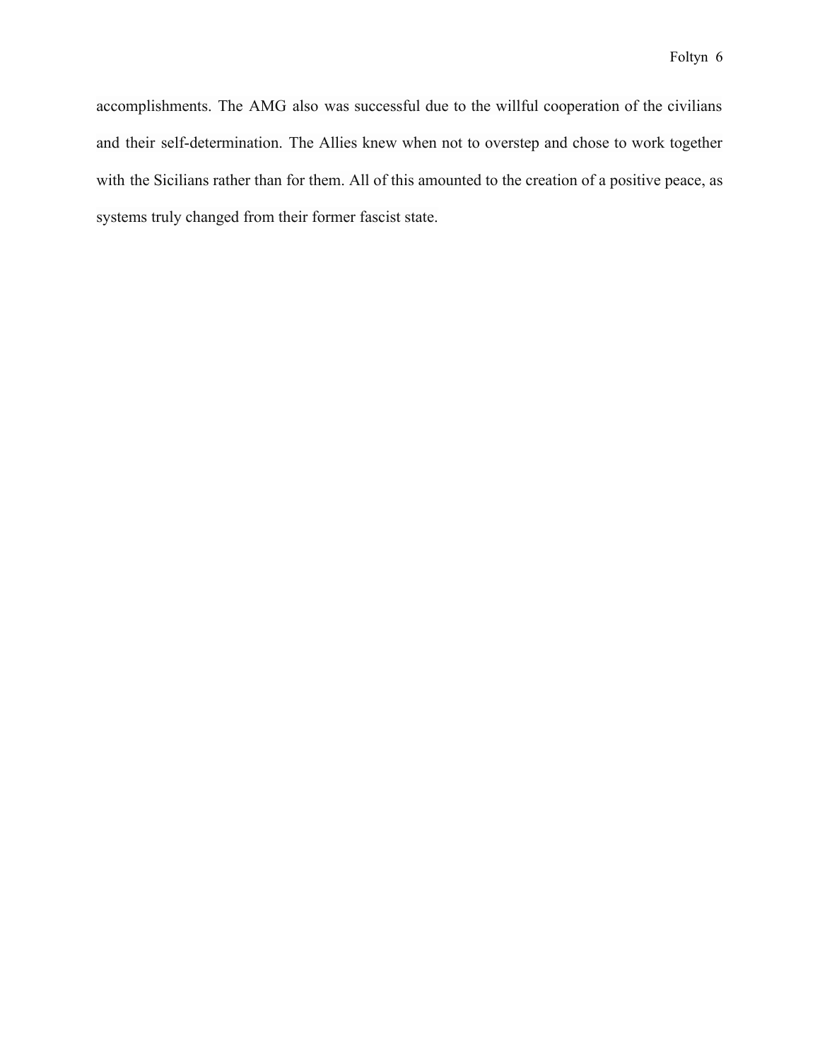accomplishments. The AMG also was successful due to the willful cooperation of the civilians and their self-determination. The Allies knew when not to overstep and chose to work together with the Sicilians rather than for them. All of this amounted to the creation of a positive peace, as systems truly changed from their former fascist state.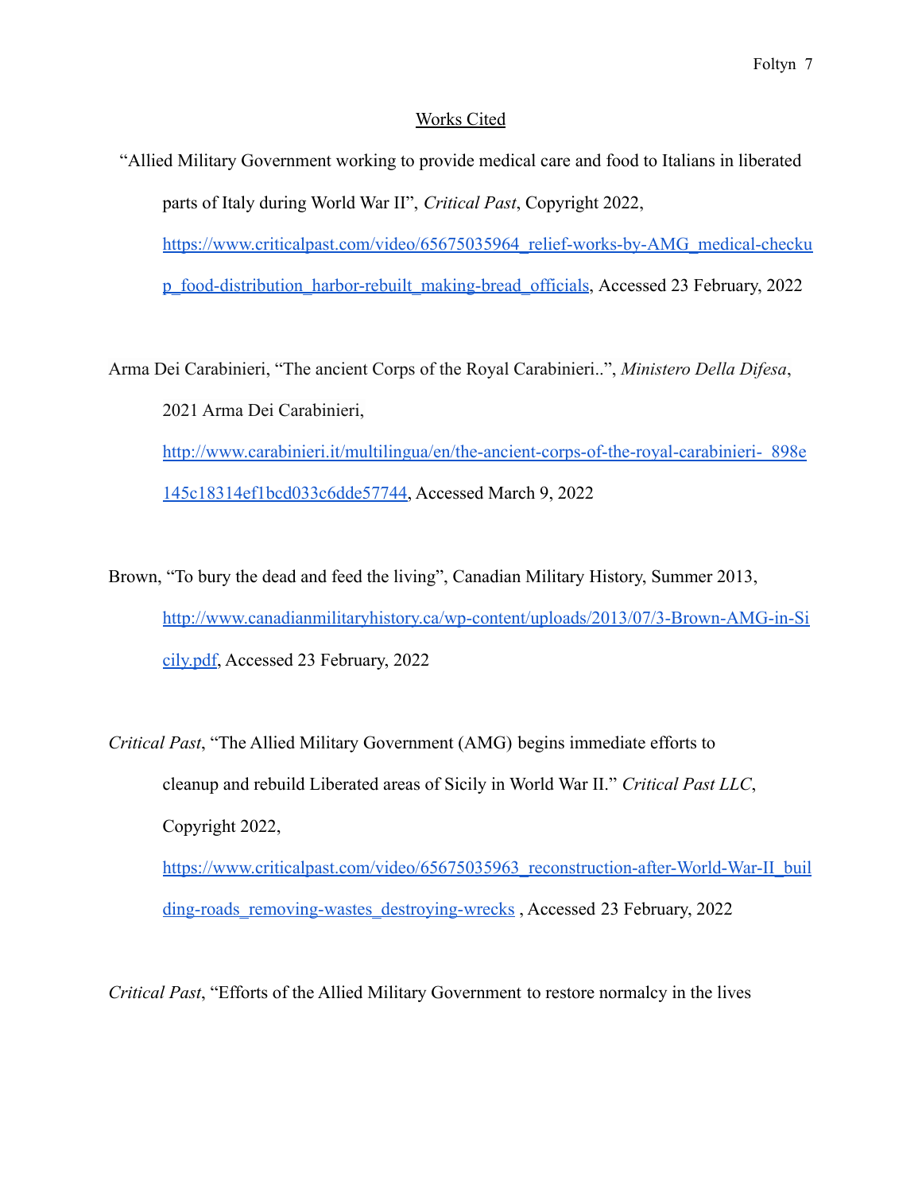# Works Cited

"Allied Military Government working to provide medical care and food to Italians in liberated parts of Italy during World War II", *Critical Past*, Copyright 2022, [https://www.criticalpast.com/video/65675035964_relief-works-by-AMG_medical-checkup_food-distribution_harbor-rebuilt_making-bread_officials](https://www.criticalpast.com/video/65675035964_relief-works-by-AMG_medical-checkup_food-distribution_harbor-rebuilt_making-bread_officials), Accessed 23 February, 2022

Arma Dei Carabinieri, "The ancient Corps of the Royal Carabinieri..", *Ministero Della Difesa*, 2021 Arma Dei Carabinieri, [http://www.carabinieri.it/multilingua/en/the-ancient-corps-of-the-royal-carabinieri-_898e145c18314ef1bcd033c6dde57744](http://www.carabinieri.it/multilingua/en/the-ancient-corps-of-the-royal-carabinieri-_898e145c18314ef1bcd033c6dde57744), Accessed March 9, 2022

Brown, "To bury the dead and feed the living", Canadian Military History, Summer 2013, [http://www.canadianmilitaryhistory.ca/wp-content/uploads/2013/07/3-Brown-AMG-in-Sicily.pdf](http://www.canadianmilitaryhistory.ca/wp-content/uploads/2013/07/3-Brown-AMG-in-Sicily.pdf), Accessed 23 February, 2022

*Critical Past*, "The Allied Military Government (AMG) begins immediate efforts to cleanup and rebuild Liberated areas of Sicily in World War II." *Critical Past LLC*, Copyright 2022, [https://www.criticalpast.com/video/65675035963_reconstruction-after-World-War-II_building-roads_removing-wastes_destroying-wrecks](https://www.criticalpast.com/video/65675035963_reconstruction-after-World-War-II_building-roads_removing-wastes_destroying-wrecks) , Accessed 23 February, 2022

*Critical Past*, "Efforts of the Allied Military Government to restore normalcy in the lives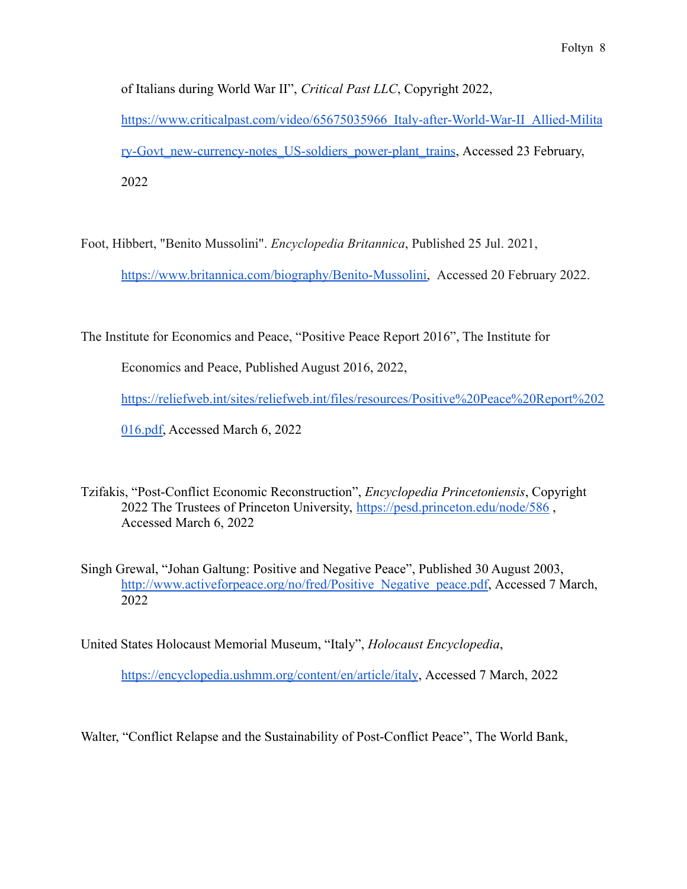of Italians during World War II", *Critical Past LLC*, Copyright 2022, https://www.criticalpast.com/video/65675035966_Italy-after-World-War-II_Allied-Military-Govt_new-currency-notes_US-soldiers_power-plant_trains, Accessed 23 February, 2022

Foot, Hibbert, "Benito Mussolini". *Encyclopedia Britannica*, Published 25 Jul. 2021, https://www.britannica.com/biography/Benito-Mussolini, Accessed 20 February 2022.

The Institute for Economics and Peace, "Positive Peace Report 2016", The Institute for Economics and Peace, Published August 2016, 2022, https://reliefweb.int/sites/reliefweb.int/files/resources/Positive%20Peace%20Report%202016.pdf, Accessed March 6, 2022

Tzifakis, "Post-Conflict Economic Reconstruction", *Encyclopedia Princetoniensis*, Copyright 2022 The Trustees of Princeton University, https://pesd.princeton.edu/node/586 , Accessed March 6, 2022

Singh Grewal, "Johan Galtung: Positive and Negative Peace", Published 30 August 2003, http://www.activeforpeace.org/no/fred/Positive_Negative_peace.pdf, Accessed 7 March, 2022

United States Holocaust Memorial Museum, "Italy", *Holocaust Encyclopedia*, https://encyclopedia.ushmm.org/content/en/article/italy, Accessed 7 March, 2022

Walter, "Conflict Relapse and the Sustainability of Post-Conflict Peace", The World Bank,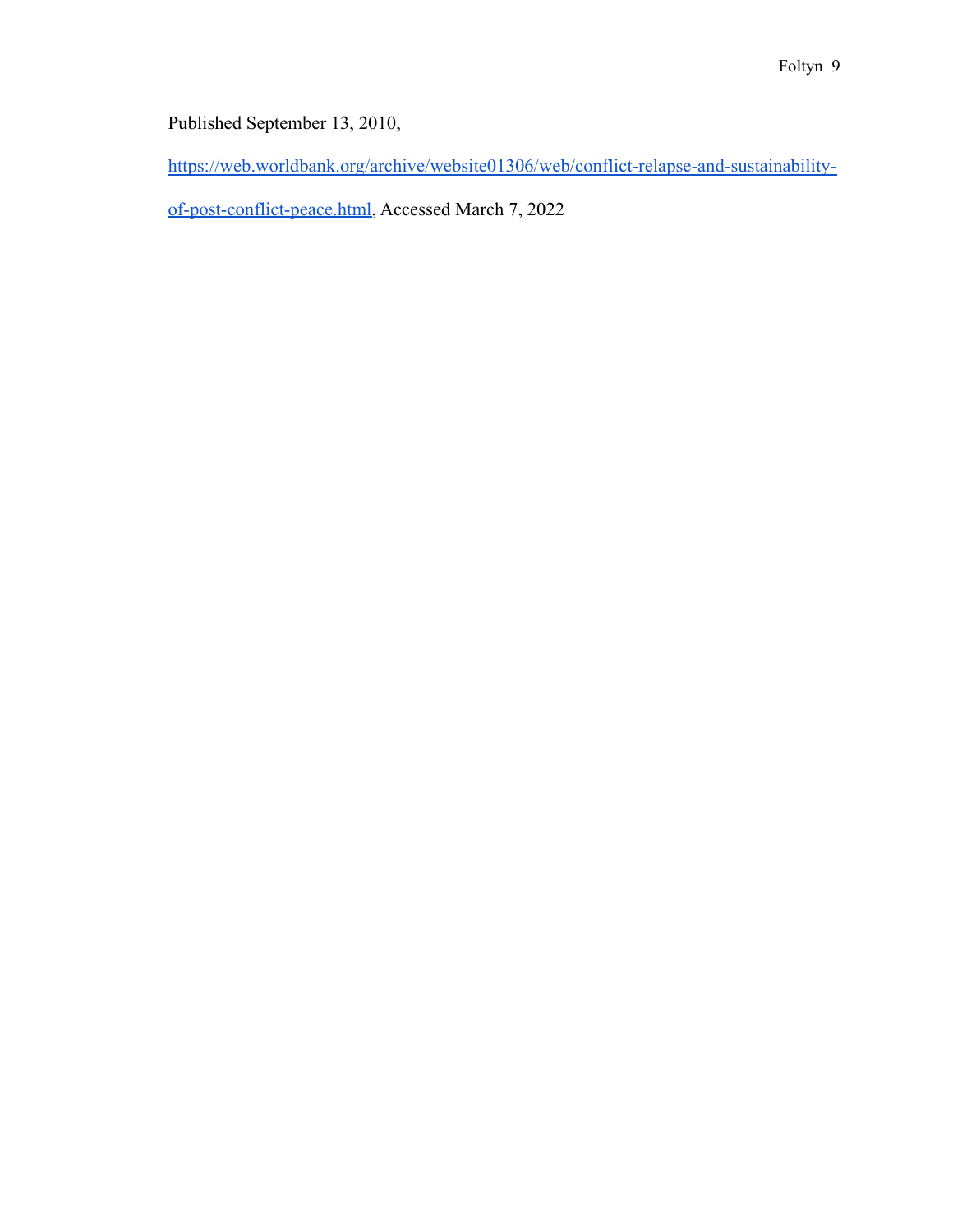Published September 13, 2010, https://web.worldbank.org/archive/website01306/web/conflict-relapse-and-sustainability-of-post-conflict-peace.html, Accessed March 7, 2022